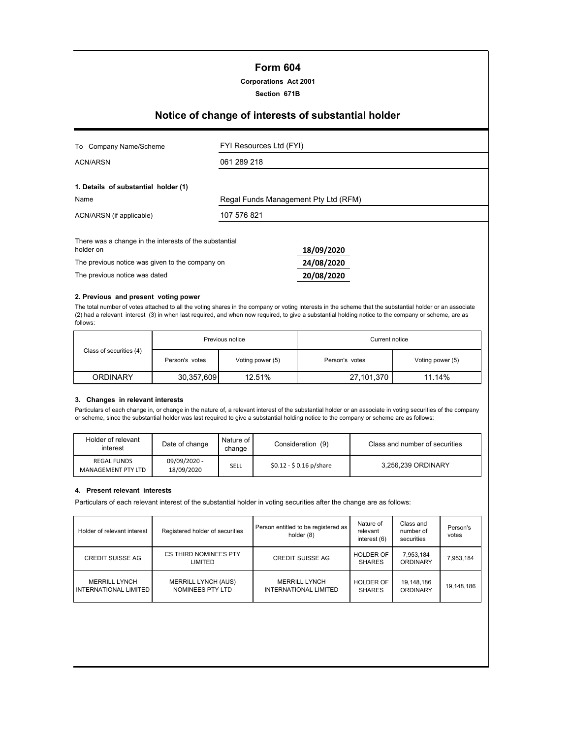# Form 604

**Corporations Act 2001**

**Section 671B**

## Notice of change of interests of substantial holder

| | |
|---|---|
| To Company Name/Scheme | FYI Resources Ltd (FYI) |
| ACN/ARSN | 061 289 218 |

**1. Details of substantial holder (1)**

| | |
|---|---|
| Name | Regal Funds Management Pty Ltd (RFM) |
| ACN/ARSN (if applicable) | 107 576 821 |

| | |
|---|---|
| There was a change in the interests of the substantial holder on | **18/09/2020** |
| The previous notice was given to the company on | **24/08/2020** |
| The previous notice was dated | **20/08/2020** |

**2. Previous and present voting power**

The total number of votes attached to all the voting shares in the company or voting interests in the scheme that the substantial holder or an associate (2) had a relevant interest (3) in when last required, and when now required, to give a substantial holding notice to the company or scheme, are as follows:

| Class of securities (4) | Previous notice | | Current notice | |
|---|---|---|---|---|
| | Person's votes | Voting power (5) | Person's votes | Voting power (5) |
| ORDINARY | 30,357,609 | 12.51% | 27,101,370 | 11.14% |

**3. Changes in relevant interests**

Particulars of each change in, or change in the nature of, a relevant interest of the substantial holder or an associate in voting securities of the company or scheme, since the substantial holder was last required to give a substantial holding notice to the company or scheme are as follows:

| Holder of relevant interest | Date of change | Nature of change | Consideration (9) | Class and number of securities |
|---|---|---|---|---|
| REGAL FUNDS MANAGEMENT PTY LTD | 09/09/2020 - 18/09/2020 | SELL | $0.12 - $ 0.16 p/share | 3,256,239 ORDINARY |

**4. Present relevant interests**

Particulars of each relevant interest of the substantial holder in voting securities after the change are as follows:

| Holder of relevant interest | Registered holder of securities | Person entitled to be registered as holder (8) | Nature of relevant interest (6) | Class and number of securities | Person's votes |
|---|---|---|---|---|---|
| CREDIT SUISSE AG | CS THIRD NOMINEES PTY LIMITED | CREDIT SUISSE AG | HOLDER OF SHARES | 7,953,184 ORDINARY | 7,953,184 |
| MERRILL LYNCH INTERNATIONAL LIMITED | MERRILL LYNCH (AUS) NOMINEES PTY LTD | MERRILL LYNCH INTERNATIONAL LIMITED | HOLDER OF SHARES | 19,148,186 ORDINARY | 19,148,186 |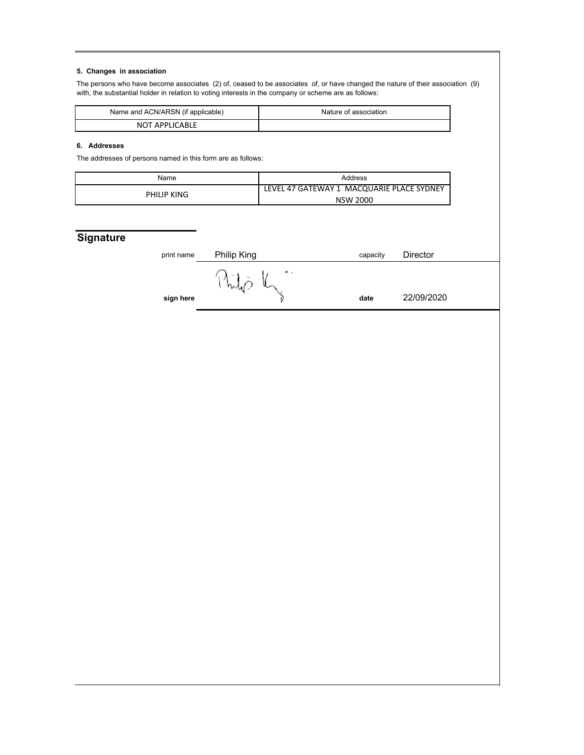#### 5. Changes in association

The persons who have become associates (2) of, ceased to be associates of, or have changed the nature of their association (9) with, the substantial holder in relation to voting interests in the company or scheme are as follows:

| Name and ACN/ARSN (if applicable) | Nature of association |
|---|---|
| NOT APPLICABLE | |

#### 6. Addresses

The addresses of persons named in this form are as follows:

| Name | Address |
|---|---|
| PHILIP KING | LEVEL 47 GATEWAY 1 MACQUARIE PLACE SYDNEY NSW 2000 |

## Signature

| | | | |
|---|---|---|---|
| print name | Philip King | capacity | Director |
| sign here | Philip King | date | 22/09/2020 |